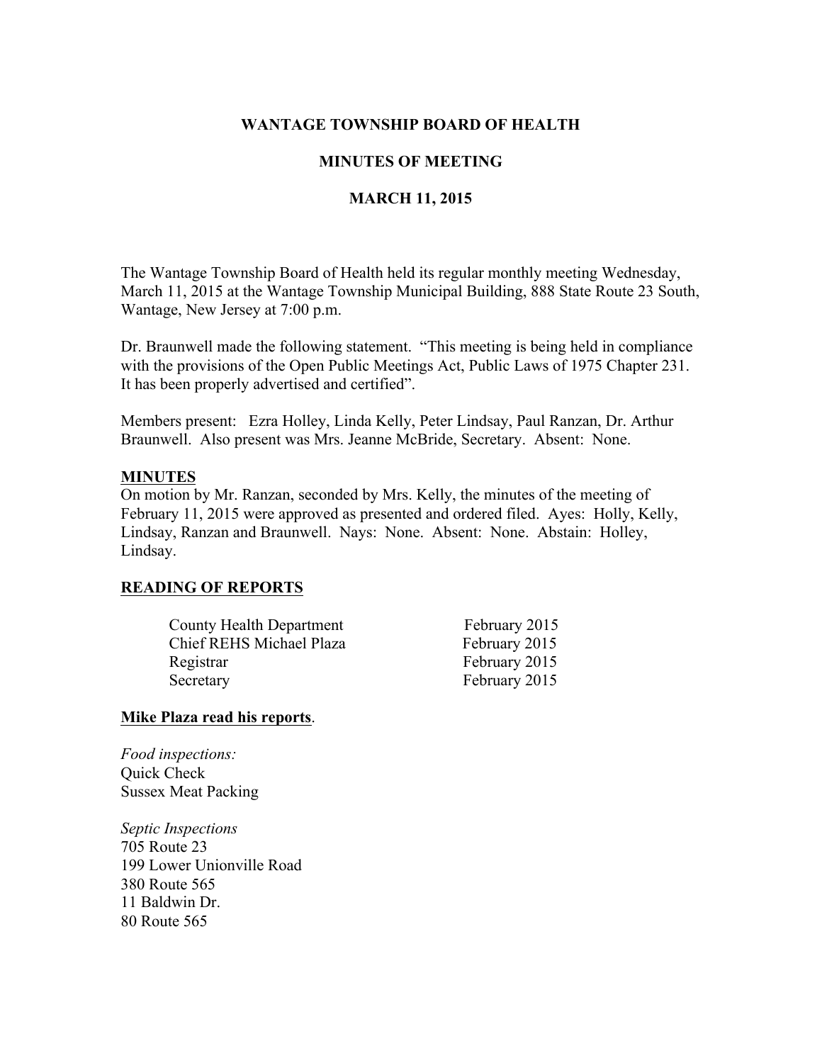# WANTAGE TOWNSHIP BOARD OF HEALTH

## MINUTES OF MEETING

## MARCH 11, 2015

The Wantage Township Board of Health held its regular monthly meeting Wednesday, March 11, 2015 at the Wantage Township Municipal Building, 888 State Route 23 South, Wantage, New Jersey at 7:00 p.m.

Dr. Braunwell made the following statement. "This meeting is being held in compliance with the provisions of the Open Public Meetings Act, Public Laws of 1975 Chapter 231. It has been properly advertised and certified".

Members present: Ezra Holley, Linda Kelly, Peter Lindsay, Paul Ranzan, Dr. Arthur Braunwell. Also present was Mrs. Jeanne McBride, Secretary. Absent: None.

**MINUTES**

On motion by Mr. Ranzan, seconded by Mrs. Kelly, the minutes of the meeting of February 11, 2015 were approved as presented and ordered filed. Ayes: Holly, Kelly, Lindsay, Ranzan and Braunwell. Nays: None. Absent: None. Abstain: Holley, Lindsay.

**READING OF REPORTS**

| | |
|---|---|
| County Health Department | February 2015 |
| Chief REHS Michael Plaza | February 2015 |
| Registrar | February 2015 |
| Secretary | February 2015 |

**Mike Plaza read his reports**.

*Food inspections:*
Quick Check
Sussex Meat Packing

*Septic Inspections*
705 Route 23
199 Lower Unionville Road
380 Route 565
11 Baldwin Dr.
80 Route 565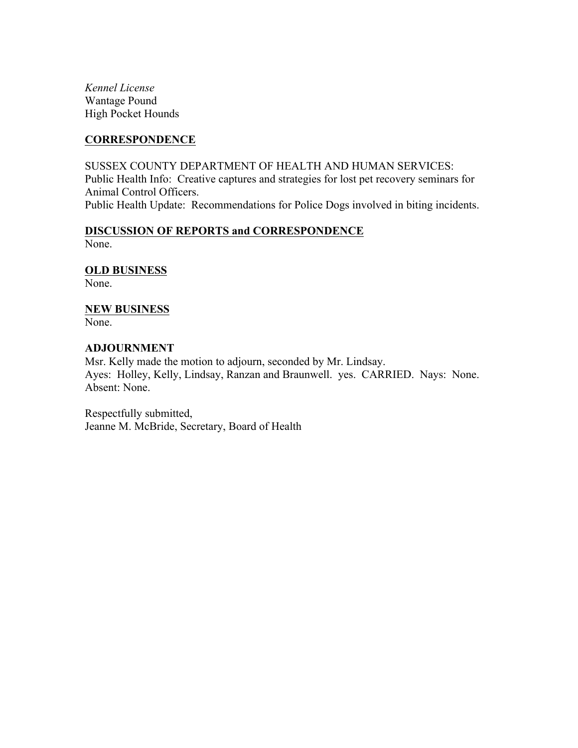*Kennel License*
Wantage Pound
High Pocket Hounds

**CORRESPONDENCE**

SUSSEX COUNTY DEPARTMENT OF HEALTH AND HUMAN SERVICES:
Public Health Info: Creative captures and strategies for lost pet recovery seminars for Animal Control Officers.
Public Health Update: Recommendations for Police Dogs involved in biting incidents.

**DISCUSSION OF REPORTS and CORRESPONDENCE**
None.

**OLD BUSINESS**
None.

**NEW BUSINESS**
None.

**ADJOURNMENT**
Msr. Kelly made the motion to adjourn, seconded by Mr. Lindsay.
Ayes: Holley, Kelly, Lindsay, Ranzan and Braunwell. yes. CARRIED. Nays: None.
Absent: None.

Respectfully submitted,
Jeanne M. McBride, Secretary, Board of Health